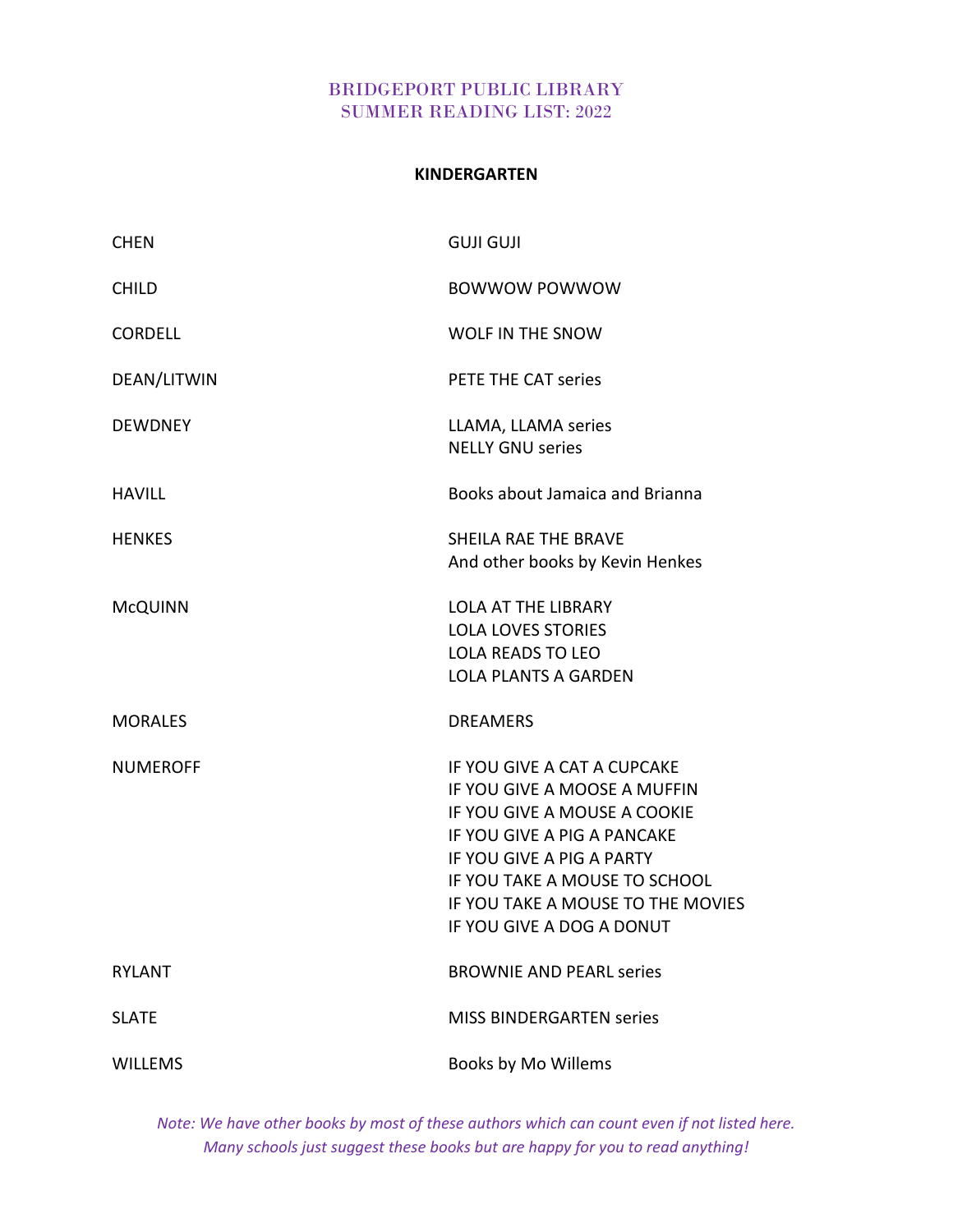# BRIDGEPORT PUBLIC LIBRARY
# SUMMER READING LIST: 2022

## KINDERGARTEN

| | |
|---|---|
| CHEN | GUJI GUJI |
| CHILD | BOWWOW POWWOW |
| CORDELL | WOLF IN THE SNOW |
| DEAN/LITWIN | PETE THE CAT series |
| DEWDNEY | LLAMA, LLAMA series<br>NELLY GNU series |
| HAVILL | Books about Jamaica and Brianna |
| HENKES | SHEILA RAE THE BRAVE<br>And other books by Kevin Henkes |
| McQUINN | LOLA AT THE LIBRARY<br>LOLA LOVES STORIES<br>LOLA READS TO LEO<br>LOLA PLANTS A GARDEN |
| MORALES | DREAMERS |
| NUMEROFF | IF YOU GIVE A CAT A CUPCAKE<br>IF YOU GIVE A MOOSE A MUFFIN<br>IF YOU GIVE A MOUSE A COOKIE<br>IF YOU GIVE A PIG A PANCAKE<br>IF YOU GIVE A PIG A PARTY<br>IF YOU TAKE A MOUSE TO SCHOOL<br>IF YOU TAKE A MOUSE TO THE MOVIES<br>IF YOU GIVE A DOG A DONUT |
| RYLANT | BROWNIE AND PEARL series |
| SLATE | MISS BINDERGARTEN series |
| WILLEMS | Books by Mo Willems |

*Note: We have other books by most of these authors which can count even if not listed here. Many schools just suggest these books but are happy for you to read anything!*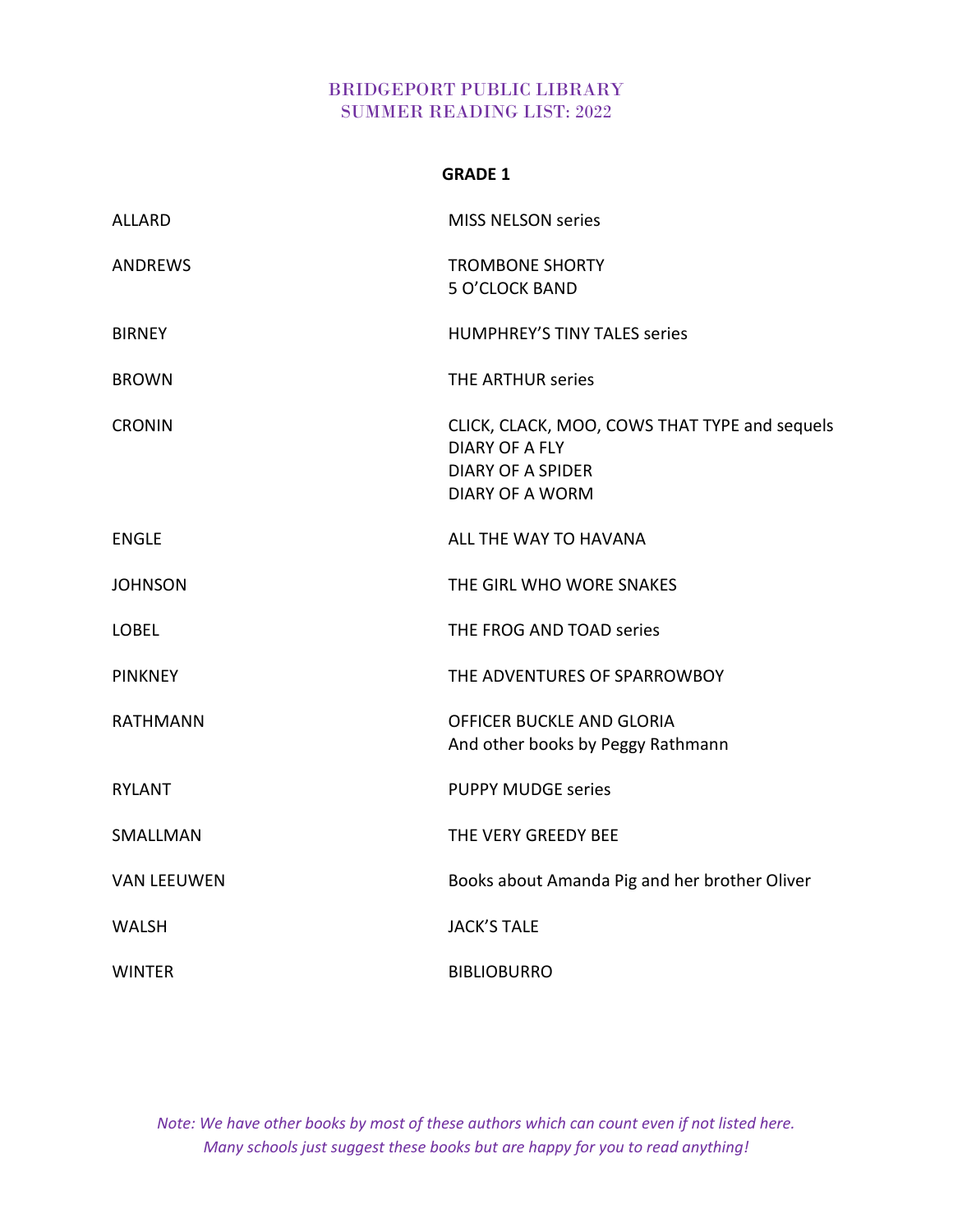# BRIDGEPORT PUBLIC LIBRARY
# SUMMER READING LIST: 2022

## GRADE 1

| | |
|---|---|
| ALLARD | MISS NELSON series |
| ANDREWS | TROMBONE SHORTY<br>5 O'CLOCK BAND |
| BIRNEY | HUMPHREY'S TINY TALES series |
| BROWN | THE ARTHUR series |
| CRONIN | CLICK, CLACK, MOO, COWS THAT TYPE and sequels<br>DIARY OF A FLY<br>DIARY OF A SPIDER<br>DIARY OF A WORM |
| ENGLE | ALL THE WAY TO HAVANA |
| JOHNSON | THE GIRL WHO WORE SNAKES |
| LOBEL | THE FROG AND TOAD series |
| PINKNEY | THE ADVENTURES OF SPARROWBOY |
| RATHMANN | OFFICER BUCKLE AND GLORIA<br>And other books by Peggy Rathmann |
| RYLANT | PUPPY MUDGE series |
| SMALLMAN | THE VERY GREEDY BEE |
| VAN LEEUWEN | Books about Amanda Pig and her brother Oliver |
| WALSH | JACK'S TALE |
| WINTER | BIBLIOBURRO |

*Note: We have other books by most of these authors which can count even if not listed here. Many schools just suggest these books but are happy for you to read anything!*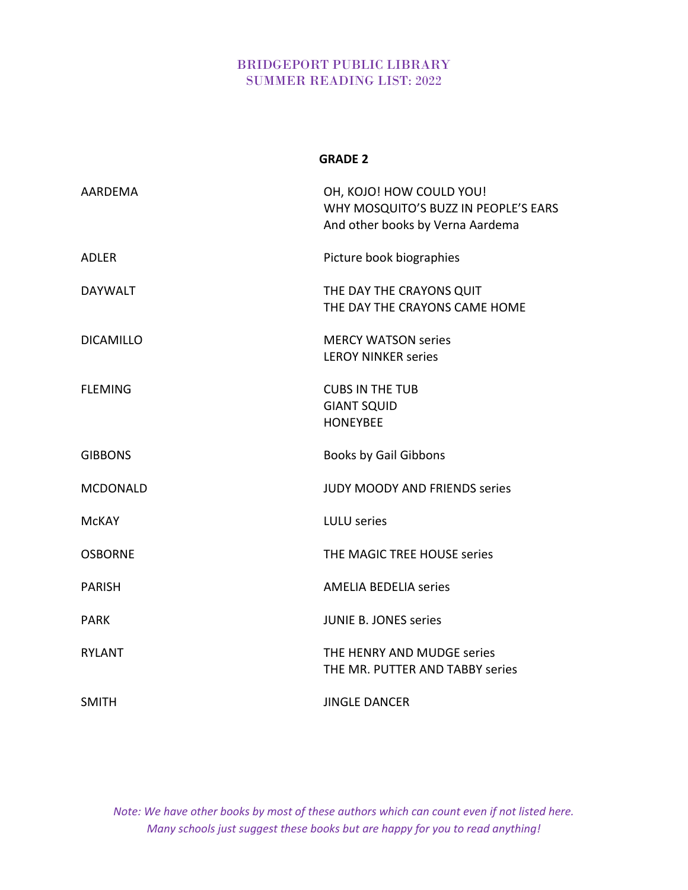# BRIDGEPORT PUBLIC LIBRARY
# SUMMER READING LIST: 2022

## GRADE 2

| | |
|---|---|
| AARDEMA | OH, KOJO! HOW COULD YOU!<br>WHY MOSQUITO'S BUZZ IN PEOPLE'S EARS<br>And other books by Verna Aardema |
| ADLER | Picture book biographies |
| DAYWALT | THE DAY THE CRAYONS QUIT<br>THE DAY THE CRAYONS CAME HOME |
| DICAMILLO | MERCY WATSON series<br>LEROY NINKER series |
| FLEMING | CUBS IN THE TUB<br>GIANT SQUID<br>HONEYBEE |
| GIBBONS | Books by Gail Gibbons |
| MCDONALD | JUDY MOODY AND FRIENDS series |
| McKAY | LULU series |
| OSBORNE | THE MAGIC TREE HOUSE series |
| PARISH | AMELIA BEDELIA series |
| PARK | JUNIE B. JONES series |
| RYLANT | THE HENRY AND MUDGE series<br>THE MR. PUTTER AND TABBY series |
| SMITH | JINGLE DANCER |

*Note: We have other books by most of these authors which can count even if not listed here. Many schools just suggest these books but are happy for you to read anything!*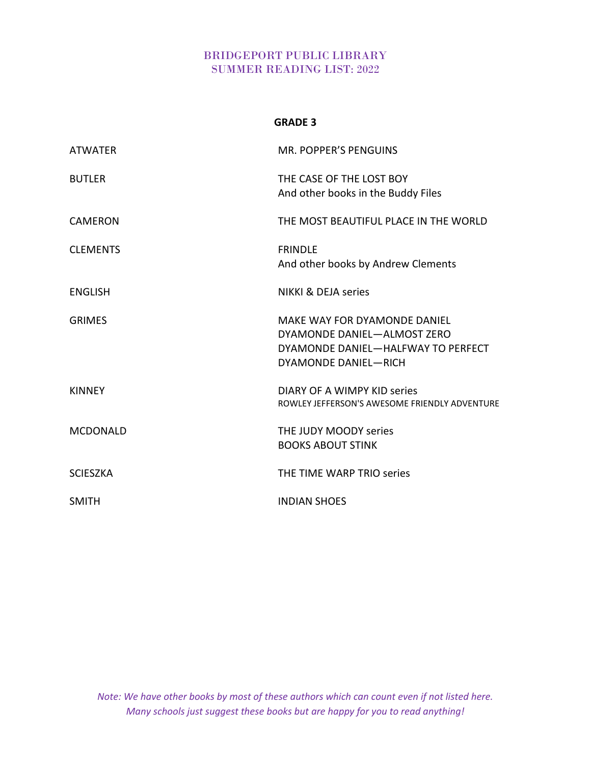# BRIDGEPORT PUBLIC LIBRARY
# SUMMER READING LIST: 2022

## GRADE 3

| | |
|---|---|
| ATWATER | MR. POPPER'S PENGUINS |
| BUTLER | THE CASE OF THE LOST BOY<br>And other books in the Buddy Files |
| CAMERON | THE MOST BEAUTIFUL PLACE IN THE WORLD |
| CLEMENTS | FRINDLE<br>And other books by Andrew Clements |
| ENGLISH | NIKKI & DEJA series |
| GRIMES | MAKE WAY FOR DYAMONDE DANIEL<br>DYAMONDE DANIEL—ALMOST ZERO<br>DYAMONDE DANIEL—HALFWAY TO PERFECT<br>DYAMONDE DANIEL—RICH |
| KINNEY | DIARY OF A WIMPY KID series<br>ROWLEY JEFFERSON'S AWESOME FRIENDLY ADVENTURE |
| MCDONALD | THE JUDY MOODY series<br>BOOKS ABOUT STINK |
| SCIESZKA | THE TIME WARP TRIO series |
| SMITH | INDIAN SHOES |

*Note: We have other books by most of these authors which can count even if not listed here.*
*Many schools just suggest these books but are happy for you to read anything!*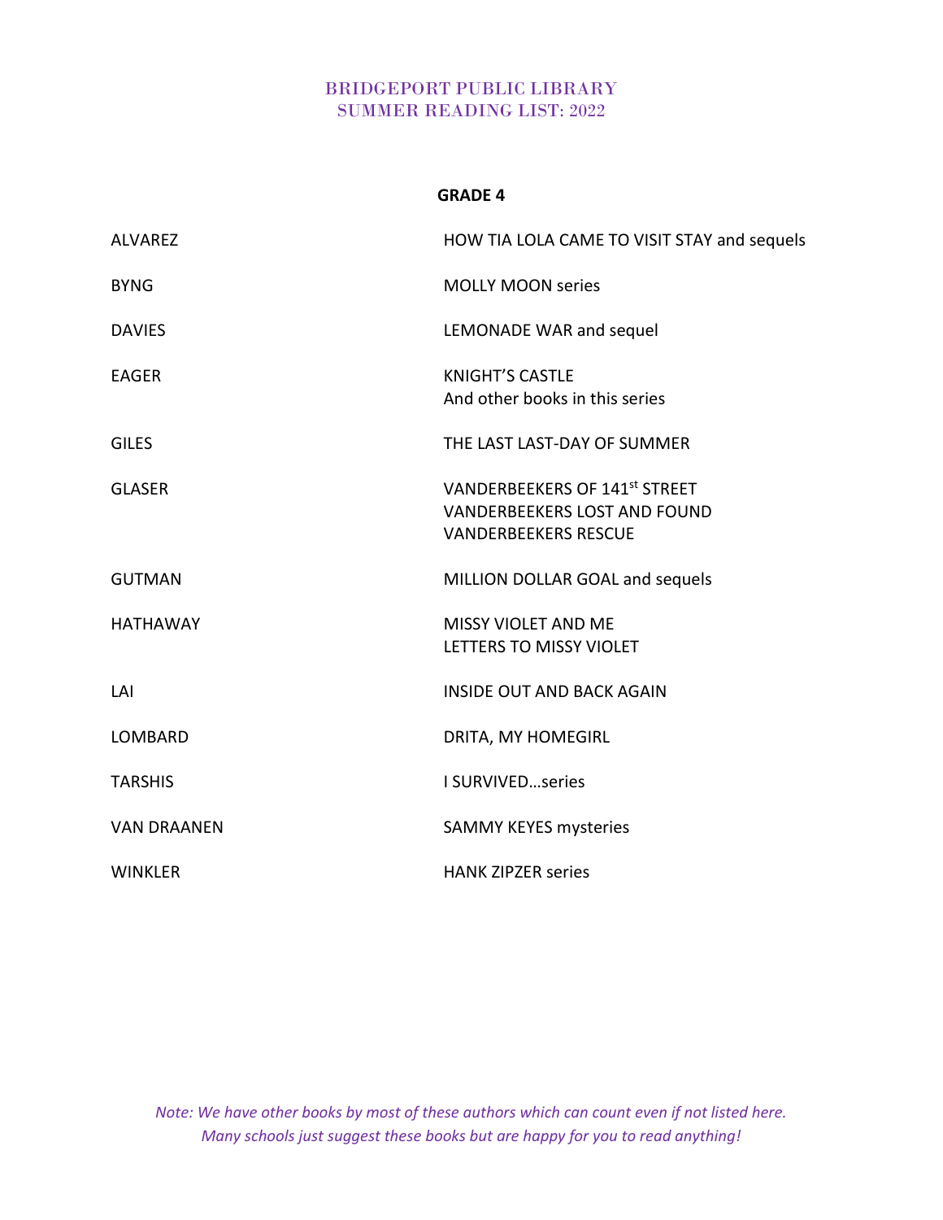# BRIDGEPORT PUBLIC LIBRARY
# SUMMER READING LIST: 2022

## GRADE 4

| Author | Title |
| --- | --- |
| ALVAREZ | HOW TIA LOLA CAME TO VISIT STAY and sequels |
| BYNG | MOLLY MOON series |
| DAVIES | LEMONADE WAR and sequel |
| EAGER | KNIGHT'S CASTLE<br>And other books in this series |
| GILES | THE LAST LAST-DAY OF SUMMER |
| GLASER | VANDERBEEKERS OF 141st STREET<br>VANDERBEEKERS LOST AND FOUND<br>VANDERBEEKERS RESCUE |
| GUTMAN | MILLION DOLLAR GOAL and sequels |
| HATHAWAY | MISSY VIOLET AND ME<br>LETTERS TO MISSY VIOLET |
| LAI | INSIDE OUT AND BACK AGAIN |
| LOMBARD | DRITA, MY HOMEGIRL |
| TARSHIS | I SURVIVED…series |
| VAN DRAANEN | SAMMY KEYES mysteries |
| WINKLER | HANK ZIPZER series |

*Note: We have other books by most of these authors which can count even if not listed here.*
*Many schools just suggest these books but are happy for you to read anything!*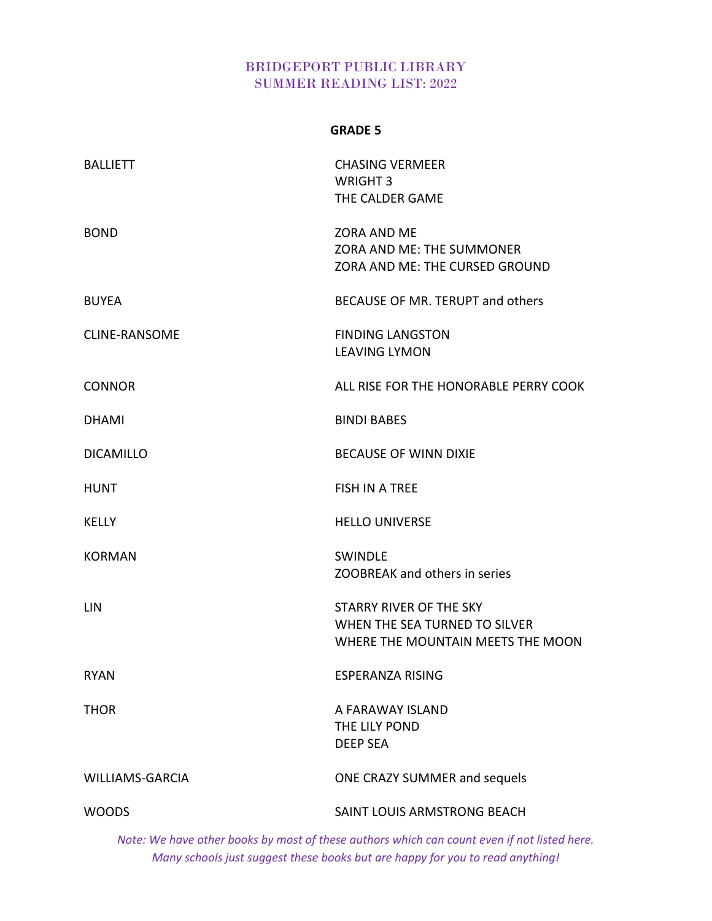# BRIDGEPORT PUBLIC LIBRARY
# SUMMER READING LIST: 2022

## GRADE 5

| Author | Titles |
|---|---|
| BALLIETT | CHASING VERMEER<br>WRIGHT 3<br>THE CALDER GAME |
| BOND | ZORA AND ME<br>ZORA AND ME: THE SUMMONER<br>ZORA AND ME: THE CURSED GROUND |
| BUYEA | BECAUSE OF MR. TERUPT and others |
| CLINE-RANSOME | FINDING LANGSTON<br>LEAVING LYMON |
| CONNOR | ALL RISE FOR THE HONORABLE PERRY COOK |
| DHAMI | BINDI BABES |
| DICAMILLO | BECAUSE OF WINN DIXIE |
| HUNT | FISH IN A TREE |
| KELLY | HELLO UNIVERSE |
| KORMAN | SWINDLE<br>ZOOBREAK and others in series |
| LIN | STARRY RIVER OF THE SKY<br>WHEN THE SEA TURNED TO SILVER<br>WHERE THE MOUNTAIN MEETS THE MOON |
| RYAN | ESPERANZA RISING |
| THOR | A FARAWAY ISLAND<br>THE LILY POND<br>DEEP SEA |
| WILLIAMS-GARCIA | ONE CRAZY SUMMER and sequels |
| WOODS | SAINT LOUIS ARMSTRONG BEACH |

*Note: We have other books by most of these authors which can count even if not listed here.*
*Many schools just suggest these books but are happy for you to read anything!*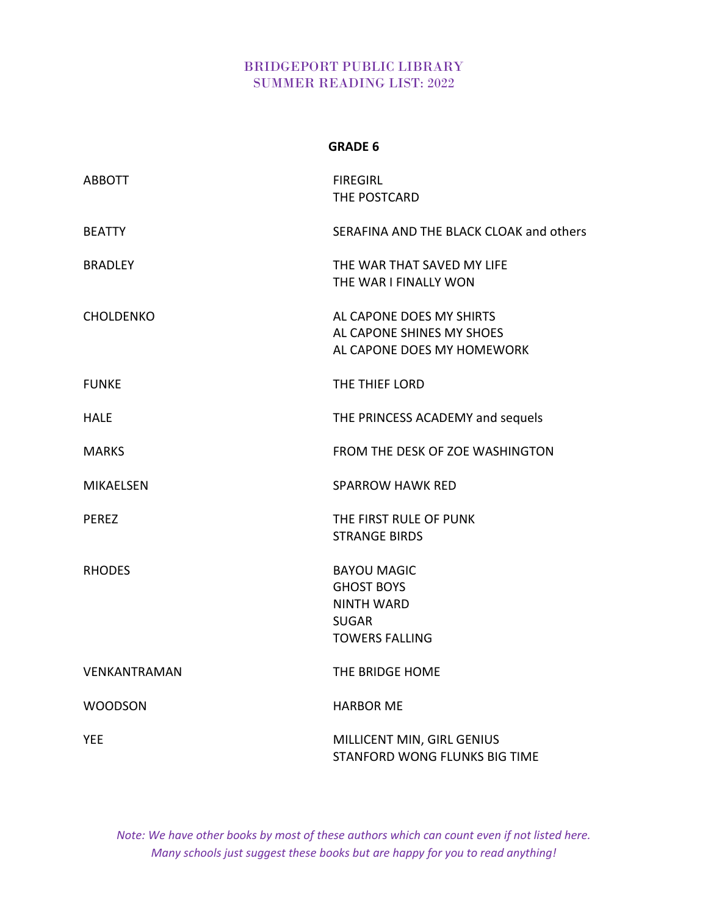# BRIDGEPORT PUBLIC LIBRARY
# SUMMER READING LIST: 2022

## GRADE 6

| Author | Titles |
|---|---|
| ABBOTT | FIREGIRL<br>THE POSTCARD |
| BEATTY | SERAFINA AND THE BLACK CLOAK and others |
| BRADLEY | THE WAR THAT SAVED MY LIFE<br>THE WAR I FINALLY WON |
| CHOLDENKO | AL CAPONE DOES MY SHIRTS<br>AL CAPONE SHINES MY SHOES<br>AL CAPONE DOES MY HOMEWORK |
| FUNKE | THE THIEF LORD |
| HALE | THE PRINCESS ACADEMY and sequels |
| MARKS | FROM THE DESK OF ZOE WASHINGTON |
| MIKAELSEN | SPARROW HAWK RED |
| PEREZ | THE FIRST RULE OF PUNK<br>STRANGE BIRDS |
| RHODES | BAYOU MAGIC<br>GHOST BOYS<br>NINTH WARD<br>SUGAR<br>TOWERS FALLING |
| VENKANTRAMAN | THE BRIDGE HOME |
| WOODSON | HARBOR ME |
| YEE | MILLICENT MIN, GIRL GENIUS<br>STANFORD WONG FLUNKS BIG TIME |

*Note: We have other books by most of these authors which can count even if not listed here. Many schools just suggest these books but are happy for you to read anything!*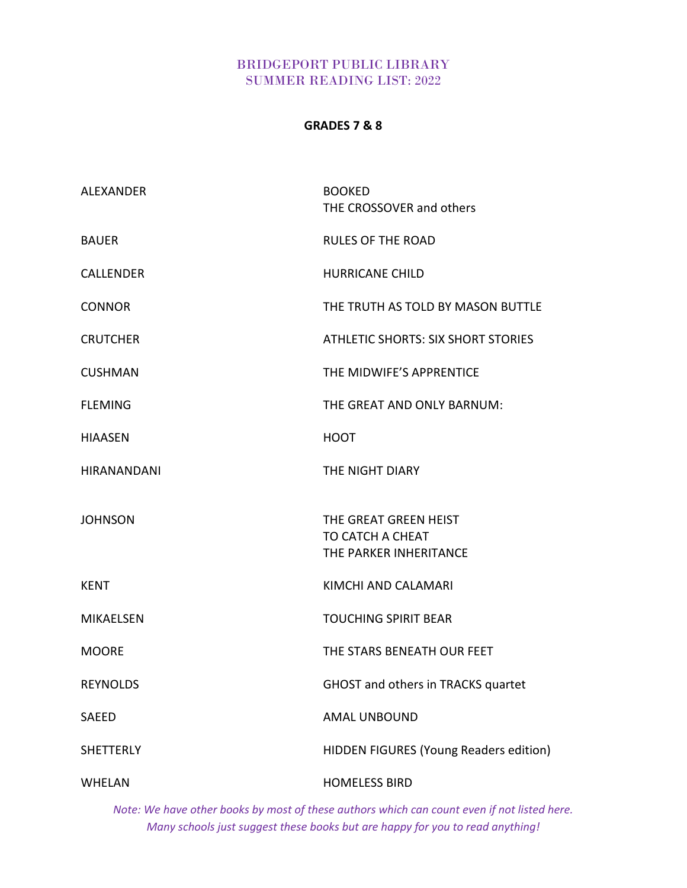# BRIDGEPORT PUBLIC LIBRARY
# SUMMER READING LIST: 2022

## GRADES 7 & 8

| | |
|---|---|
| ALEXANDER | BOOKED<br>THE CROSSOVER and others |
| BAUER | RULES OF THE ROAD |
| CALLENDER | HURRICANE CHILD |
| CONNOR | THE TRUTH AS TOLD BY MASON BUTTLE |
| CRUTCHER | ATHLETIC SHORTS: SIX SHORT STORIES |
| CUSHMAN | THE MIDWIFE'S APPRENTICE |
| FLEMING | THE GREAT AND ONLY BARNUM: |
| HIAASEN | HOOT |
| HIRANANDANI | THE NIGHT DIARY |
| JOHNSON | THE GREAT GREEN HEIST<br>TO CATCH A CHEAT<br>THE PARKER INHERITANCE |
| KENT | KIMCHI AND CALAMARI |
| MIKAELSEN | TOUCHING SPIRIT BEAR |
| MOORE | THE STARS BENEATH OUR FEET |
| REYNOLDS | GHOST and others in TRACKS quartet |
| SAEED | AMAL UNBOUND |
| SHETTERLY | HIDDEN FIGURES (Young Readers edition) |
| WHELAN | HOMELESS BIRD |

*Note: We have other books by most of these authors which can count even if not listed here. Many schools just suggest these books but are happy for you to read anything!*